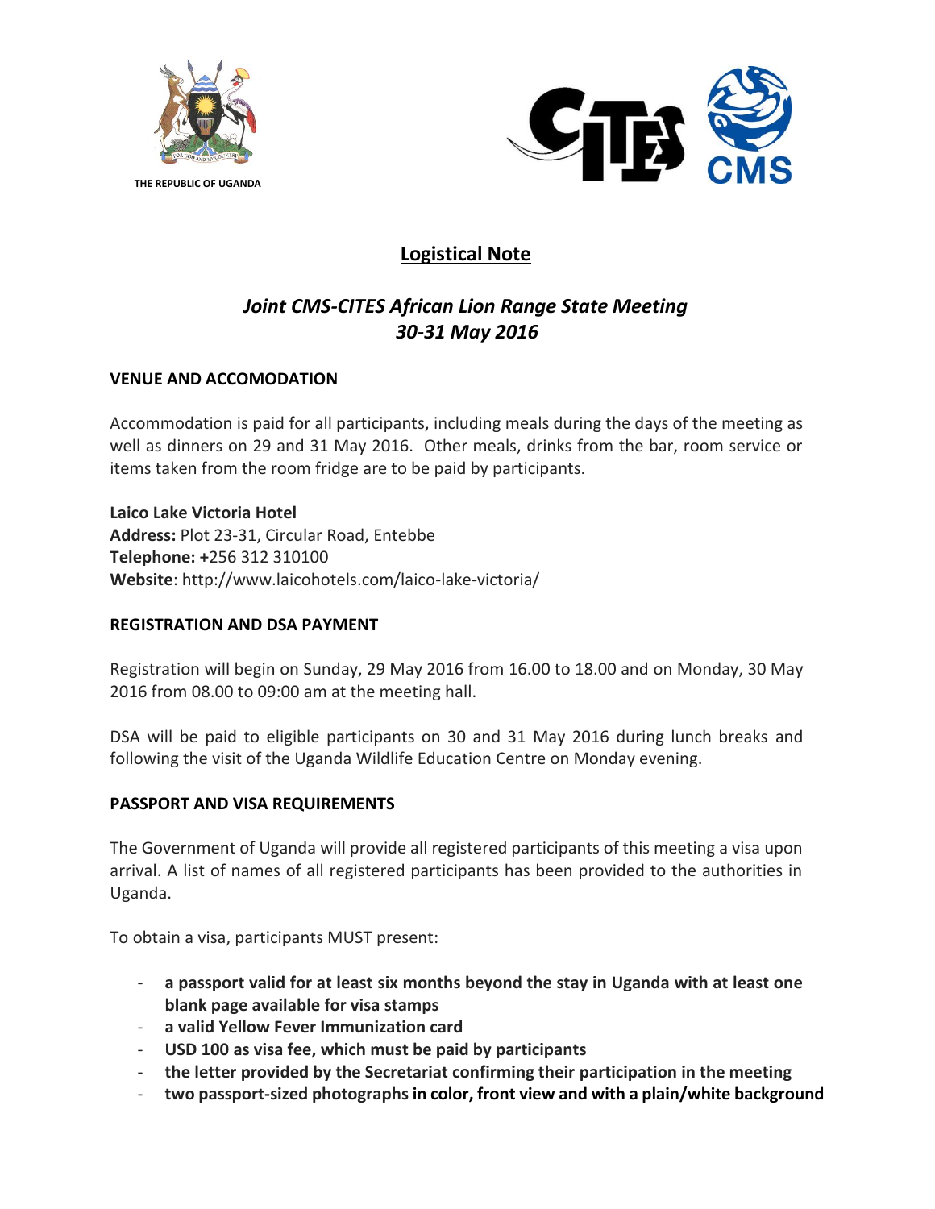THE REPUBLIC OF UGANDA

# Logistical Note

## *Joint CMS-CITES African Lion Range State Meeting*
## *30-31 May 2016*

### VENUE AND ACCOMODATION

Accommodation is paid for all participants, including meals during the days of the meeting as well as dinners on 29 and 31 May 2016. Other meals, drinks from the bar, room service or items taken from the room fridge are to be paid by participants.

**Laico Lake Victoria Hotel**
**Address:** Plot 23-31, Circular Road, Entebbe
**Telephone:** +256 312 310100
**Website**: http://www.laicohotels.com/laico-lake-victoria/

### REGISTRATION AND DSA PAYMENT

Registration will begin on Sunday, 29 May 2016 from 16.00 to 18.00 and on Monday, 30 May 2016 from 08.00 to 09:00 am at the meeting hall.

DSA will be paid to eligible participants on 30 and 31 May 2016 during lunch breaks and following the visit of the Uganda Wildlife Education Centre on Monday evening.

### PASSPORT AND VISA REQUIREMENTS

The Government of Uganda will provide all registered participants of this meeting a visa upon arrival. A list of names of all registered participants has been provided to the authorities in Uganda.

To obtain a visa, participants MUST present:

- **a passport valid for at least six months beyond the stay in Uganda with at least one blank page available for visa stamps**
- **a valid Yellow Fever Immunization card**
- **USD 100 as visa fee, which must be paid by participants**
- **the letter provided by the Secretariat confirming their participation in the meeting**
- **two passport-sized photographs in color, front view and with a plain/white background**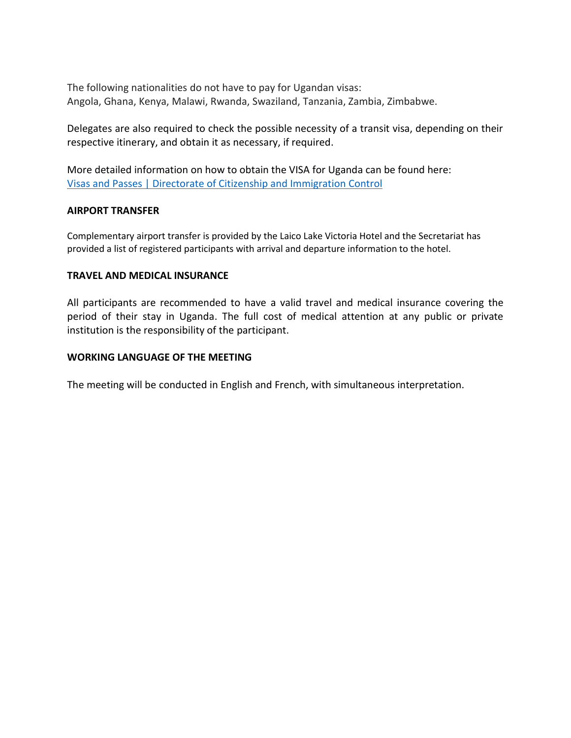The following nationalities do not have to pay for Ugandan visas:
Angola, Ghana, Kenya, Malawi, Rwanda, Swaziland, Tanzania, Zambia, Zimbabwe.

Delegates are also required to check the possible necessity of a transit visa, depending on their respective itinerary, and obtain it as necessary, if required.

More detailed information on how to obtain the VISA for Uganda can be found here:
[Visas and Passes | Directorate of Citizenship and Immigration Control]

**AIRPORT TRANSFER**

Complementary airport transfer is provided by the Laico Lake Victoria Hotel and the Secretariat has provided a list of registered participants with arrival and departure information to the hotel.

**TRAVEL AND MEDICAL INSURANCE**

All participants are recommended to have a valid travel and medical insurance covering the period of their stay in Uganda. The full cost of medical attention at any public or private institution is the responsibility of the participant.

**WORKING LANGUAGE OF THE MEETING**

The meeting will be conducted in English and French, with simultaneous interpretation.